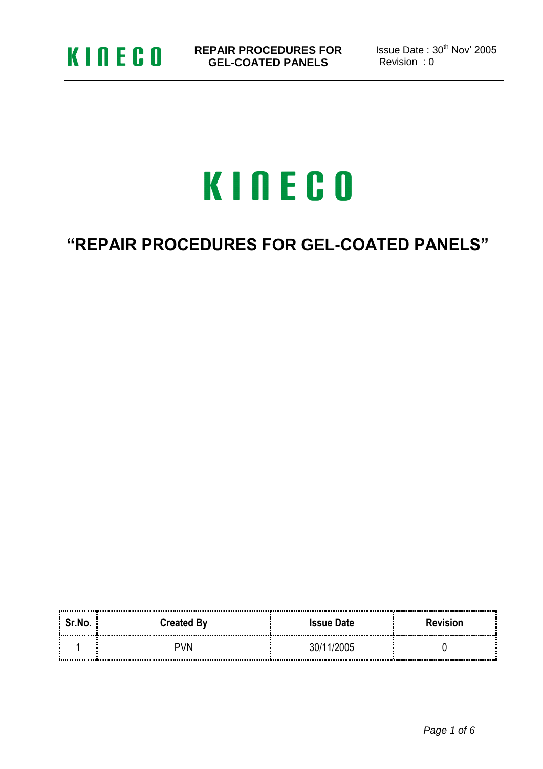# KINECO

## "REPAIR PROCEDURES FOR GEL-COATED PANELS"

| Sr.No. | Created By | Issue Date | Revision |
|---|---|---|---|
| 1 | PVN | 30/11/2005 | 0 |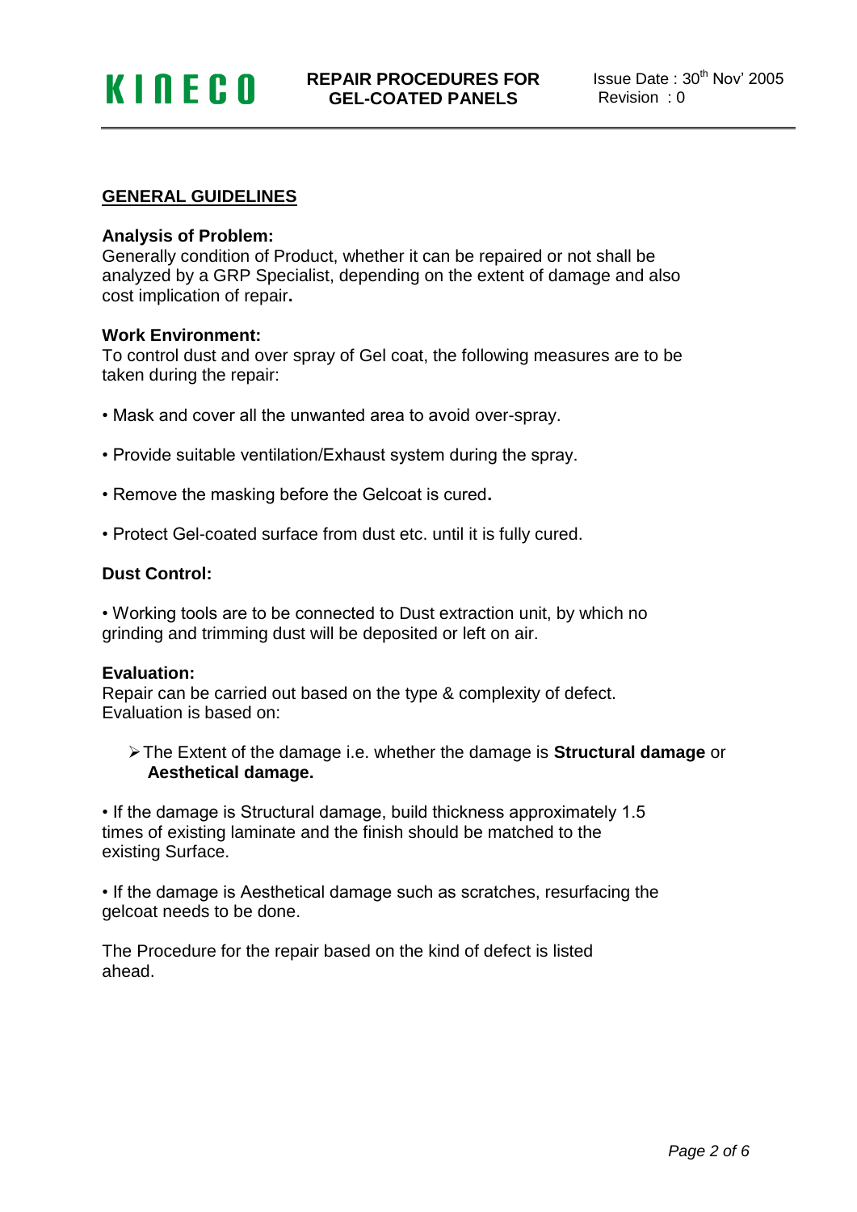## GENERAL GUIDELINES

**Analysis of Problem:**
Generally condition of Product, whether it can be repaired or not shall be analyzed by a GRP Specialist, depending on the extent of damage and also cost implication of repair**.**

**Work Environment:**
To control dust and over spray of Gel coat, the following measures are to be taken during the repair:

- Mask and cover all the unwanted area to avoid over-spray.
- Provide suitable ventilation/Exhaust system during the spray.
- Remove the masking before the Gelcoat is cured**.**
- Protect Gel-coated surface from dust etc. until it is fully cured.

**Dust Control:**

- Working tools are to be connected to Dust extraction unit, by which no grinding and trimming dust will be deposited or left on air.

**Evaluation:**
Repair can be carried out based on the type & complexity of defect. Evaluation is based on:

- The Extent of the damage i.e. whether the damage is **Structural damage** or **Aesthetical damage.**

- If the damage is Structural damage, build thickness approximately 1.5 times of existing laminate and the finish should be matched to the existing Surface.

- If the damage is Aesthetical damage such as scratches, resurfacing the gelcoat needs to be done.

The Procedure for the repair based on the kind of defect is listed ahead.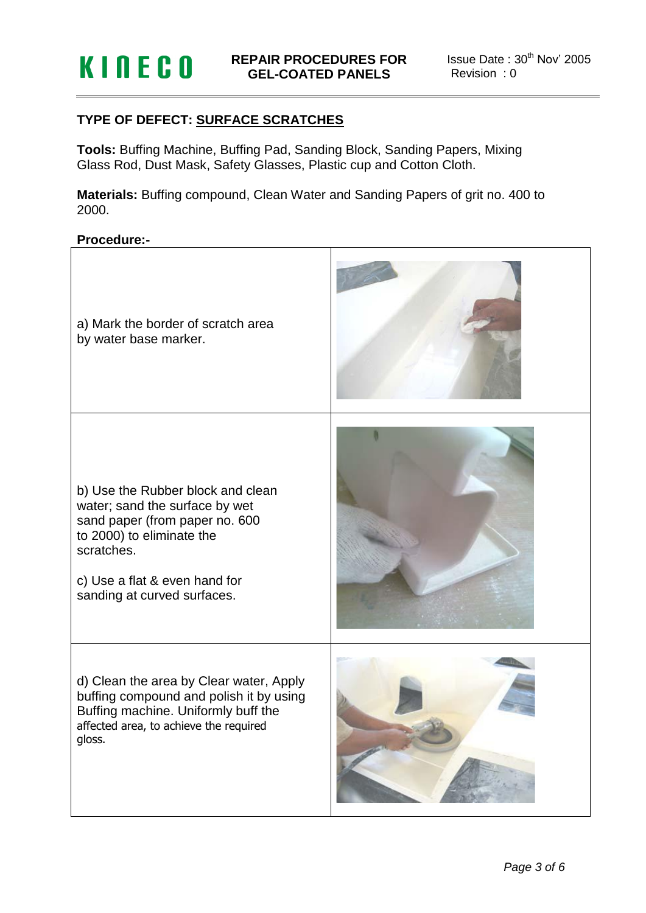## TYPE OF DEFECT: SURFACE SCRATCHES

**Tools:** Buffing Machine, Buffing Pad, Sanding Block, Sanding Papers, Mixing Glass Rod, Dust Mask, Safety Glasses, Plastic cup and Cotton Cloth.

**Materials:** Buffing compound, Clean Water and Sanding Papers of grit no. 400 to 2000.

**Procedure:-**

| | |
|---|---|
| a) Mark the border of scratch area by water base marker. | |
| b) Use the Rubber block and clean water; sand the surface by wet sand paper (from paper no. 600 to 2000) to eliminate the scratches.<br><br>c) Use a flat & even hand for sanding at curved surfaces. | |
| d) Clean the area by Clear water, Apply buffing compound and polish it by using Buffing machine. Uniformly buff the affected area, to achieve the required gloss. | |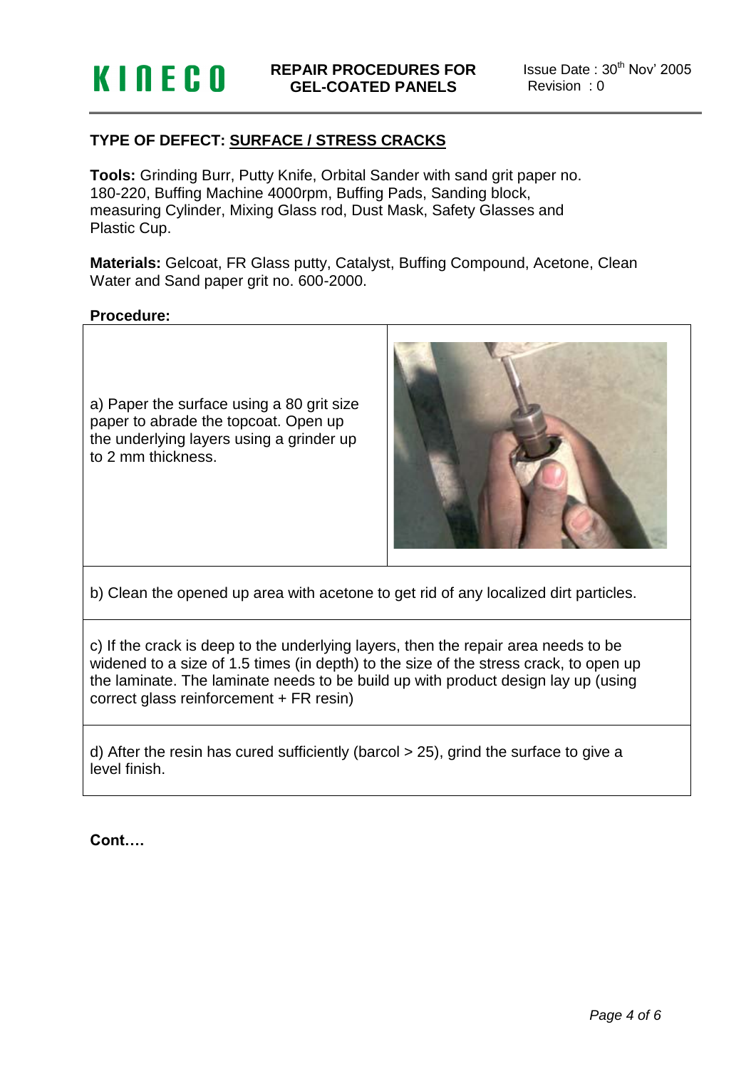### TYPE OF DEFECT: SURFACE / STRESS CRACKS

**Tools:** Grinding Burr, Putty Knife, Orbital Sander with sand grit paper no. 180-220, Buffing Machine 4000rpm, Buffing Pads, Sanding block, measuring Cylinder, Mixing Glass rod, Dust Mask, Safety Glasses and Plastic Cup.

**Materials:** Gelcoat, FR Glass putty, Catalyst, Buffing Compound, Acetone, Clean Water and Sand paper grit no. 600-2000.

**Procedure:**

a) Paper the surface using a 80 grit size paper to abrade the topcoat. Open up the underlying layers using a grinder up to 2 mm thickness.

b) Clean the opened up area with acetone to get rid of any localized dirt particles.

c) If the crack is deep to the underlying layers, then the repair area needs to be widened to a size of 1.5 times (in depth) to the size of the stress crack, to open up the laminate. The laminate needs to be build up with product design lay up (using correct glass reinforcement + FR resin)

d) After the resin has cured sufficiently (barcol > 25), grind the surface to give a level finish.

**Cont….**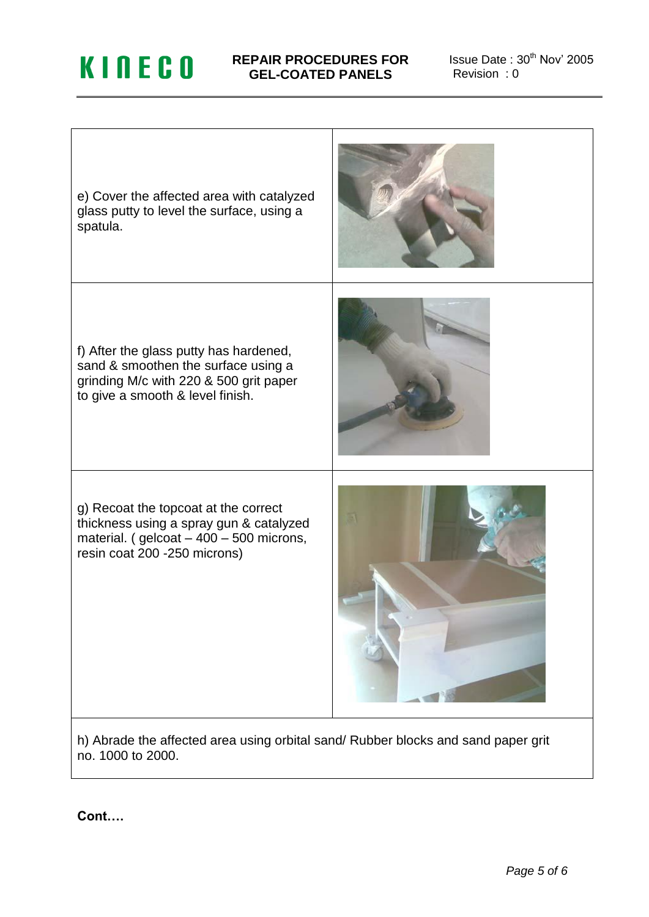| | |
|---|---|
| e) Cover the affected area with catalyzed glass putty to level the surface, using a spatula. | |
| f) After the glass putty has hardened, sand & smoothen the surface using a grinding M/c with 220 & 500 grit paper to give a smooth & level finish. | |
| g) Recoat the topcoat at the correct thickness using a spray gun & catalyzed material. ( gelcoat – 400 – 500 microns, resin coat 200 -250 microns) | |
| h) Abrade the affected area using orbital sand/ Rubber blocks and sand paper grit no. 1000 to 2000. | |

**Cont….**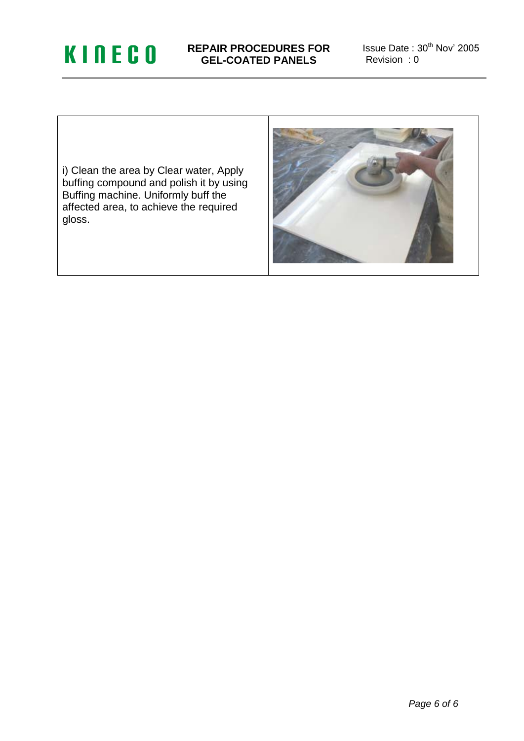i) Clean the area by Clear water, Apply buffing compound and polish it by using Buffing machine. Uniformly buff the affected area, to achieve the required gloss.